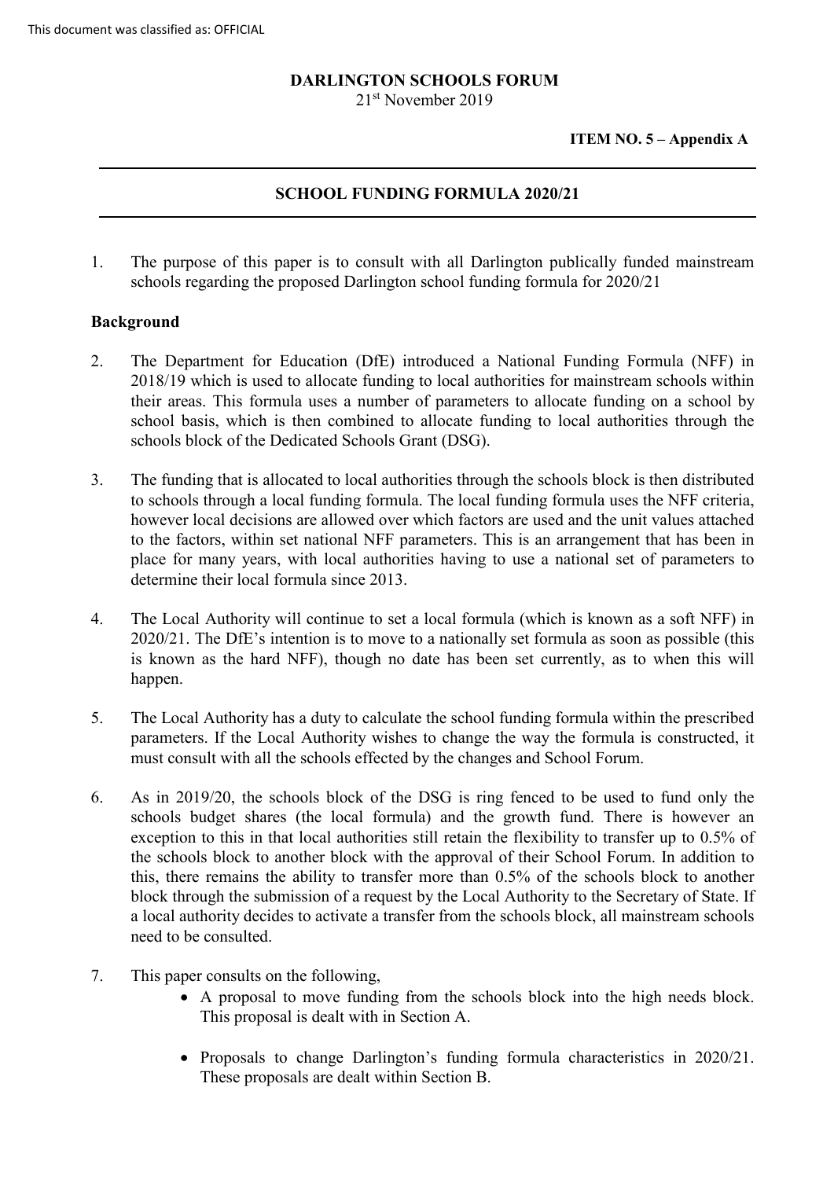This document was classified as: OFFICIAL

**DARLINGTON SCHOOLS FORUM**

21st November 2019

**ITEM NO. 5 – Appendix A**

---

## SCHOOL FUNDING FORMULA 2020/21

---

1. The purpose of this paper is to consult with all Darlington publically funded mainstream schools regarding the proposed Darlington school funding formula for 2020/21

### Background

2. The Department for Education (DfE) introduced a National Funding Formula (NFF) in 2018/19 which is used to allocate funding to local authorities for mainstream schools within their areas. This formula uses a number of parameters to allocate funding on a school by school basis, which is then combined to allocate funding to local authorities through the schools block of the Dedicated Schools Grant (DSG).

3. The funding that is allocated to local authorities through the schools block is then distributed to schools through a local funding formula. The local funding formula uses the NFF criteria, however local decisions are allowed over which factors are used and the unit values attached to the factors, within set national NFF parameters. This is an arrangement that has been in place for many years, with local authorities having to use a national set of parameters to determine their local formula since 2013.

4. The Local Authority will continue to set a local formula (which is known as a soft NFF) in 2020/21. The DfE's intention is to move to a nationally set formula as soon as possible (this is known as the hard NFF), though no date has been set currently, as to when this will happen.

5. The Local Authority has a duty to calculate the school funding formula within the prescribed parameters. If the Local Authority wishes to change the way the formula is constructed, it must consult with all the schools effected by the changes and School Forum.

6. As in 2019/20, the schools block of the DSG is ring fenced to be used to fund only the schools budget shares (the local formula) and the growth fund. There is however an exception to this in that local authorities still retain the flexibility to transfer up to 0.5% of the schools block to another block with the approval of their School Forum. In addition to this, there remains the ability to transfer more than 0.5% of the schools block to another block through the submission of a request by the Local Authority to the Secretary of State. If a local authority decides to activate a transfer from the schools block, all mainstream schools need to be consulted.

7. This paper consults on the following,
    - A proposal to move funding from the schools block into the high needs block. This proposal is dealt with in Section A.
    - Proposals to change Darlington's funding formula characteristics in 2020/21. These proposals are dealt within Section B.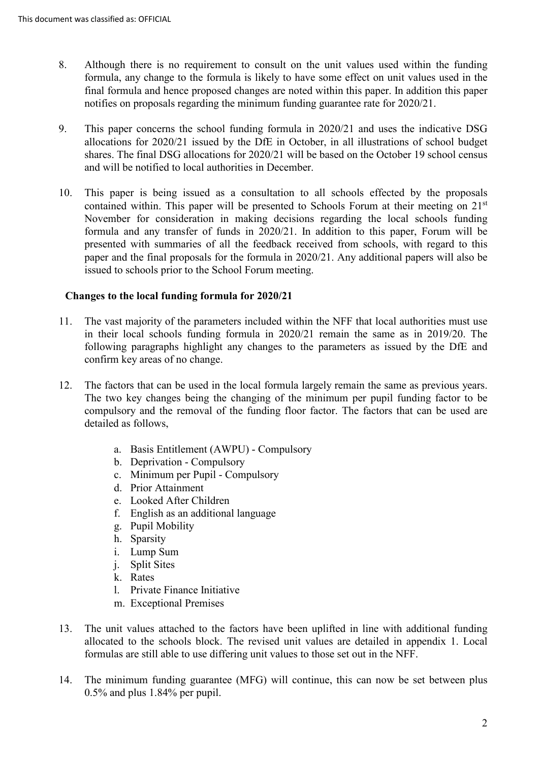8. Although there is no requirement to consult on the unit values used within the funding formula, any change to the formula is likely to have some effect on unit values used in the final formula and hence proposed changes are noted within this paper. In addition this paper notifies on proposals regarding the minimum funding guarantee rate for 2020/21.

9. This paper concerns the school funding formula in 2020/21 and uses the indicative DSG allocations for 2020/21 issued by the DfE in October, in all illustrations of school budget shares. The final DSG allocations for 2020/21 will be based on the October 19 school census and will be notified to local authorities in December.

10. This paper is being issued as a consultation to all schools effected by the proposals contained within. This paper will be presented to Schools Forum at their meeting on 21st November for consideration in making decisions regarding the local schools funding formula and any transfer of funds in 2020/21. In addition to this paper, Forum will be presented with summaries of all the feedback received from schools, with regard to this paper and the final proposals for the formula in 2020/21. Any additional papers will also be issued to schools prior to the School Forum meeting.

**Changes to the local funding formula for 2020/21**

11. The vast majority of the parameters included within the NFF that local authorities must use in their local schools funding formula in 2020/21 remain the same as in 2019/20. The following paragraphs highlight any changes to the parameters as issued by the DfE and confirm key areas of no change.

12. The factors that can be used in the local formula largely remain the same as previous years. The two key changes being the changing of the minimum per pupil funding factor to be compulsory and the removal of the funding floor factor. The factors that can be used are detailed as follows,

    a. Basis Entitlement (AWPU) - Compulsory
    b. Deprivation - Compulsory
    c. Minimum per Pupil - Compulsory
    d. Prior Attainment
    e. Looked After Children
    f. English as an additional language
    g. Pupil Mobility
    h. Sparsity
    i. Lump Sum
    j. Split Sites
    k. Rates
    l. Private Finance Initiative
    m. Exceptional Premises

13. The unit values attached to the factors have been uplifted in line with additional funding allocated to the schools block. The revised unit values are detailed in appendix 1. Local formulas are still able to use differing unit values to those set out in the NFF.

14. The minimum funding guarantee (MFG) will continue, this can now be set between plus 0.5% and plus 1.84% per pupil.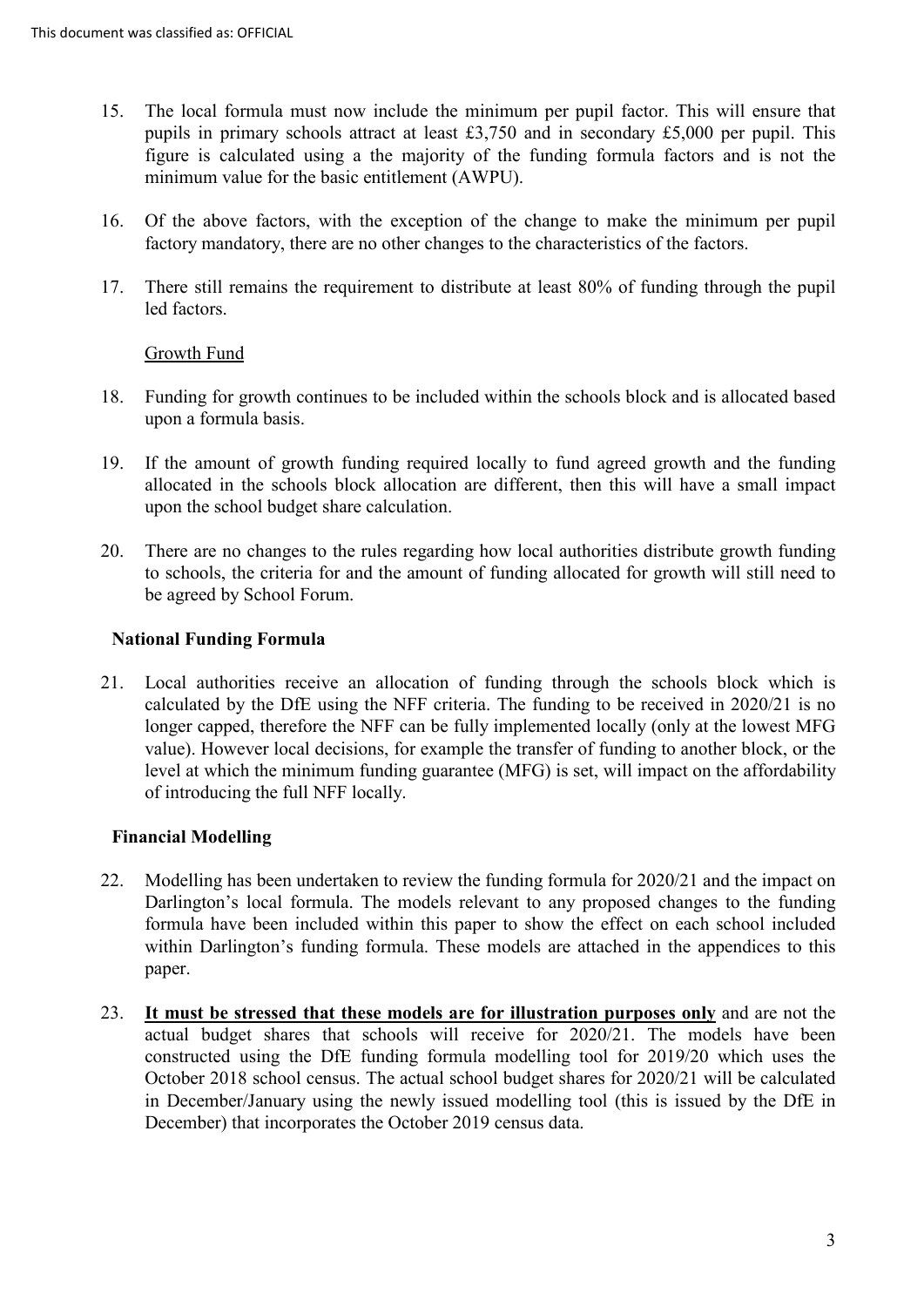15. The local formula must now include the minimum per pupil factor. This will ensure that pupils in primary schools attract at least £3,750 and in secondary £5,000 per pupil. This figure is calculated using a the majority of the funding formula factors and is not the minimum value for the basic entitlement (AWPU).

16. Of the above factors, with the exception of the change to make the minimum per pupil factory mandatory, there are no other changes to the characteristics of the factors.

17. There still remains the requirement to distribute at least 80% of funding through the pupil led factors.

Growth Fund

18. Funding for growth continues to be included within the schools block and is allocated based upon a formula basis.

19. If the amount of growth funding required locally to fund agreed growth and the funding allocated in the schools block allocation are different, then this will have a small impact upon the school budget share calculation.

20. There are no changes to the rules regarding how local authorities distribute growth funding to schools, the criteria for and the amount of funding allocated for growth will still need to be agreed by School Forum.

**National Funding Formula**

21. Local authorities receive an allocation of funding through the schools block which is calculated by the DfE using the NFF criteria. The funding to be received in 2020/21 is no longer capped, therefore the NFF can be fully implemented locally (only at the lowest MFG value). However local decisions, for example the transfer of funding to another block, or the level at which the minimum funding guarantee (MFG) is set, will impact on the affordability of introducing the full NFF locally.

**Financial Modelling**

22. Modelling has been undertaken to review the funding formula for 2020/21 and the impact on Darlington's local formula. The models relevant to any proposed changes to the funding formula have been included within this paper to show the effect on each school included within Darlington's funding formula. These models are attached in the appendices to this paper.

23. **It must be stressed that these models are for illustration purposes only** and are not the actual budget shares that schools will receive for 2020/21. The models have been constructed using the DfE funding formula modelling tool for 2019/20 which uses the October 2018 school census. The actual school budget shares for 2020/21 will be calculated in December/January using the newly issued modelling tool (this is issued by the DfE in December) that incorporates the October 2019 census data.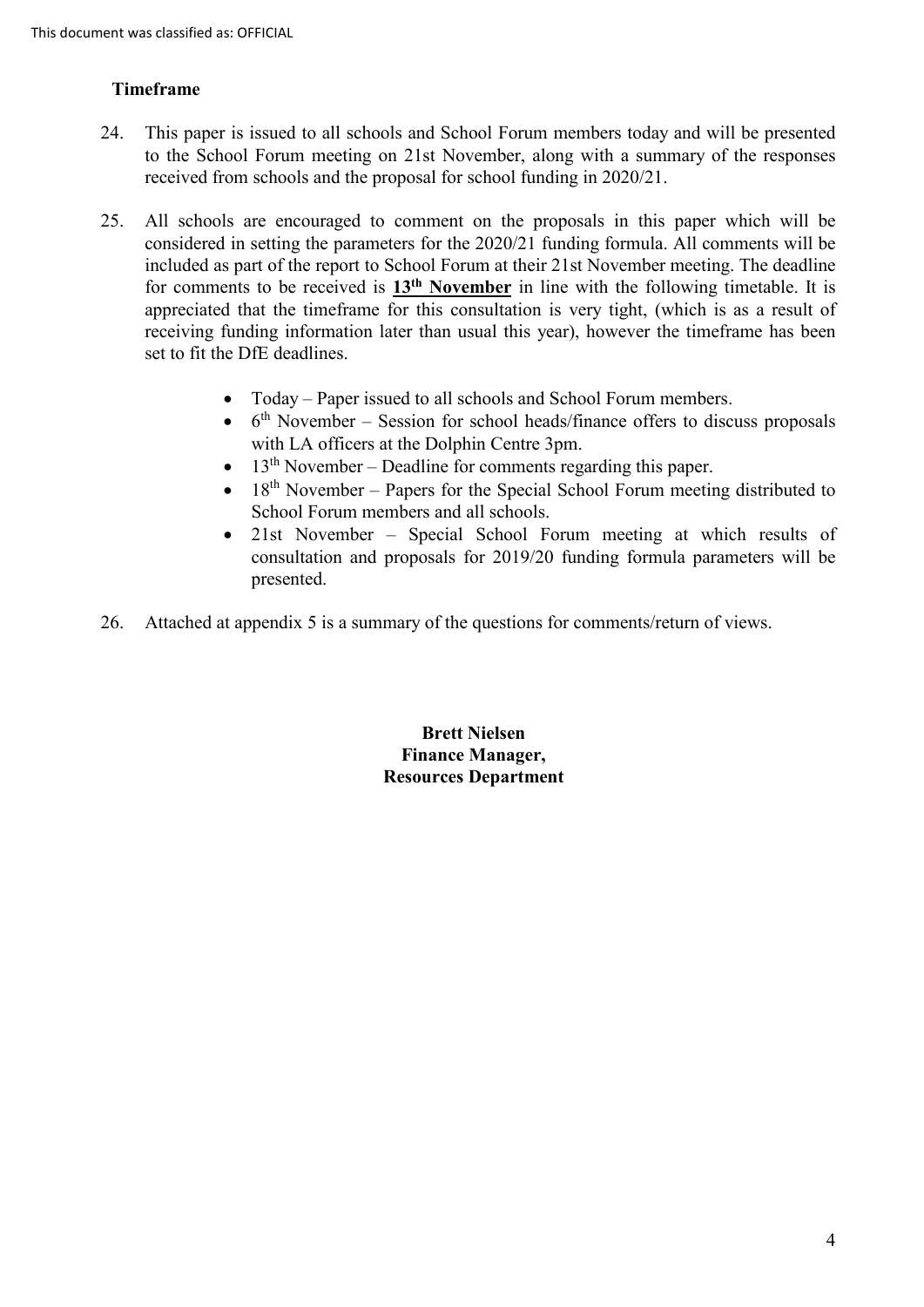### Timeframe

24. This paper is issued to all schools and School Forum members today and will be presented to the School Forum meeting on 21st November, along with a summary of the responses received from schools and the proposal for school funding in 2020/21.

25. All schools are encouraged to comment on the proposals in this paper which will be considered in setting the parameters for the 2020/21 funding formula. All comments will be included as part of the report to School Forum at their 21st November meeting. The deadline for comments to be received is **<u>13th November</u>** in line with the following timetable. It is appreciated that the timeframe for this consultation is very tight, (which is as a result of receiving funding information later than usual this year), however the timeframe has been set to fit the DfE deadlines.

    - Today – Paper issued to all schools and School Forum members.
    - 6th November – Session for school heads/finance offers to discuss proposals with LA officers at the Dolphin Centre 3pm.
    - 13th November – Deadline for comments regarding this paper.
    - 18th November – Papers for the Special School Forum meeting distributed to School Forum members and all schools.
    - 21st November – Special School Forum meeting at which results of consultation and proposals for 2019/20 funding formula parameters will be presented.

26. Attached at appendix 5 is a summary of the questions for comments/return of views.

**Brett Nielsen**
**Finance Manager,**
**Resources Department**